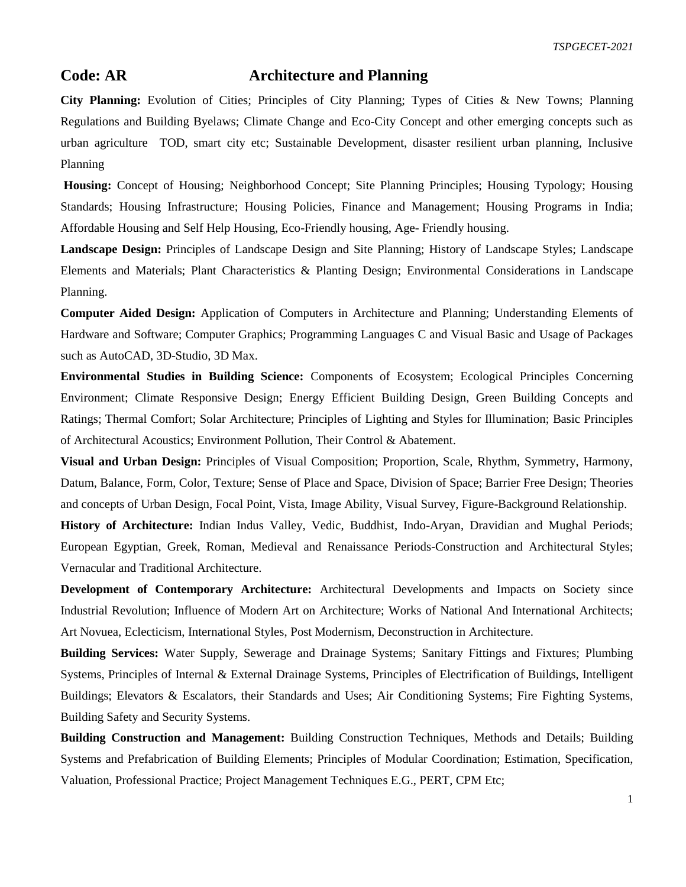## Code: AR Architecture and Planning

**City Planning:** Evolution of Cities; Principles of City Planning; Types of Cities & New Towns; Planning Regulations and Building Byelaws; Climate Change and Eco-City Concept and other emerging concepts such as urban agriculture TOD, smart city etc; Sustainable Development, disaster resilient urban planning, Inclusive Planning

**Housing:** Concept of Housing; Neighborhood Concept; Site Planning Principles; Housing Typology; Housing Standards; Housing Infrastructure; Housing Policies, Finance and Management; Housing Programs in India; Affordable Housing and Self Help Housing, Eco-Friendly housing, Age- Friendly housing.

**Landscape Design:** Principles of Landscape Design and Site Planning; History of Landscape Styles; Landscape Elements and Materials; Plant Characteristics & Planting Design; Environmental Considerations in Landscape Planning.

**Computer Aided Design:** Application of Computers in Architecture and Planning; Understanding Elements of Hardware and Software; Computer Graphics; Programming Languages C and Visual Basic and Usage of Packages such as AutoCAD, 3D-Studio, 3D Max.

**Environmental Studies in Building Science:** Components of Ecosystem; Ecological Principles Concerning Environment; Climate Responsive Design; Energy Efficient Building Design, Green Building Concepts and Ratings; Thermal Comfort; Solar Architecture; Principles of Lighting and Styles for Illumination; Basic Principles of Architectural Acoustics; Environment Pollution, Their Control & Abatement.

**Visual and Urban Design:** Principles of Visual Composition; Proportion, Scale, Rhythm, Symmetry, Harmony, Datum, Balance, Form, Color, Texture; Sense of Place and Space, Division of Space; Barrier Free Design; Theories and concepts of Urban Design, Focal Point, Vista, Image Ability, Visual Survey, Figure-Background Relationship.

**History of Architecture:** Indian Indus Valley, Vedic, Buddhist, Indo-Aryan, Dravidian and Mughal Periods; European Egyptian, Greek, Roman, Medieval and Renaissance Periods-Construction and Architectural Styles; Vernacular and Traditional Architecture.

**Development of Contemporary Architecture:** Architectural Developments and Impacts on Society since Industrial Revolution; Influence of Modern Art on Architecture; Works of National And International Architects; Art Novuea, Eclecticism, International Styles, Post Modernism, Deconstruction in Architecture.

**Building Services:** Water Supply, Sewerage and Drainage Systems; Sanitary Fittings and Fixtures; Plumbing Systems, Principles of Internal & External Drainage Systems, Principles of Electrification of Buildings, Intelligent Buildings; Elevators & Escalators, their Standards and Uses; Air Conditioning Systems; Fire Fighting Systems, Building Safety and Security Systems.

**Building Construction and Management:** Building Construction Techniques, Methods and Details; Building Systems and Prefabrication of Building Elements; Principles of Modular Coordination; Estimation, Specification, Valuation, Professional Practice; Project Management Techniques E.G., PERT, CPM Etc;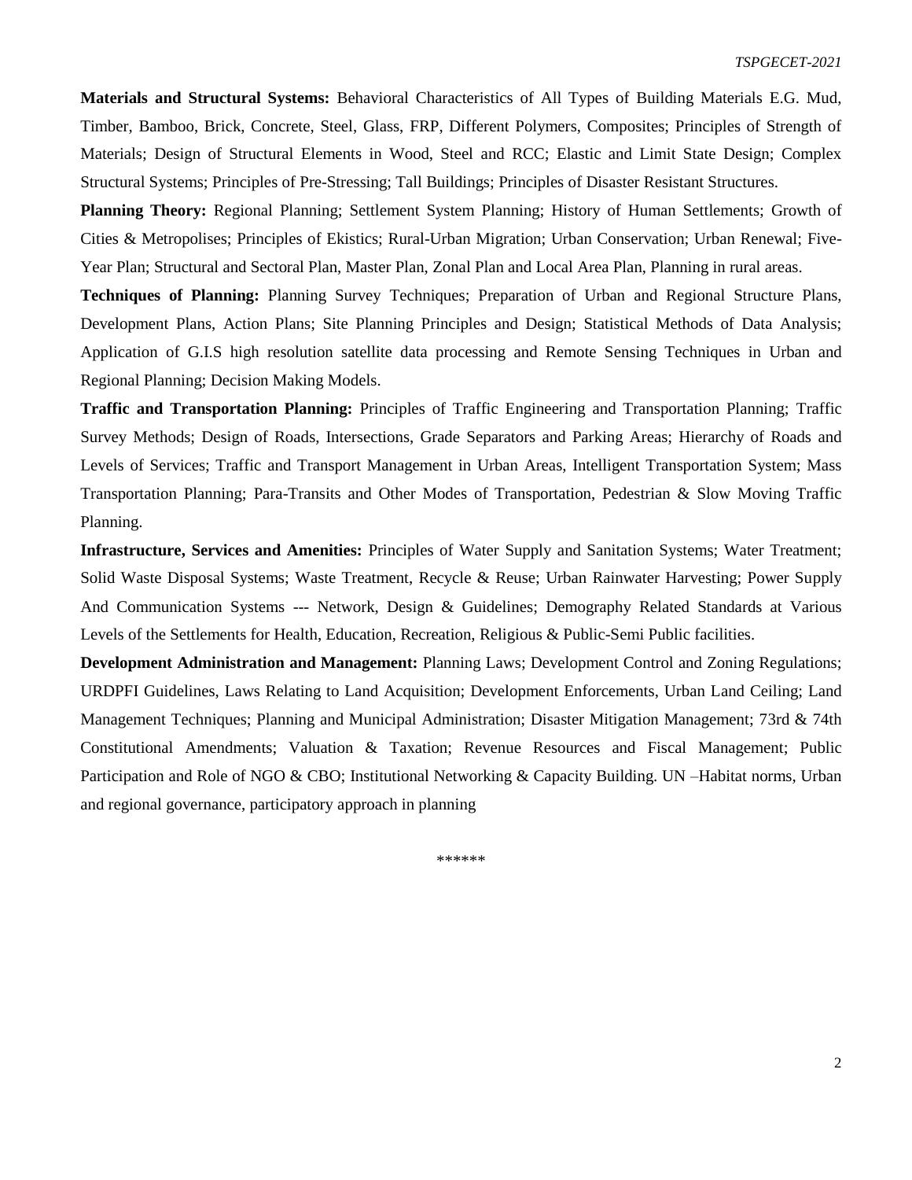**Materials and Structural Systems:** Behavioral Characteristics of All Types of Building Materials E.G. Mud, Timber, Bamboo, Brick, Concrete, Steel, Glass, FRP, Different Polymers, Composites; Principles of Strength of Materials; Design of Structural Elements in Wood, Steel and RCC; Elastic and Limit State Design; Complex Structural Systems; Principles of Pre-Stressing; Tall Buildings; Principles of Disaster Resistant Structures.

**Planning Theory:** Regional Planning; Settlement System Planning; History of Human Settlements; Growth of Cities & Metropolises; Principles of Ekistics; Rural-Urban Migration; Urban Conservation; Urban Renewal; Five-Year Plan; Structural and Sectoral Plan, Master Plan, Zonal Plan and Local Area Plan, Planning in rural areas.

**Techniques of Planning:** Planning Survey Techniques; Preparation of Urban and Regional Structure Plans, Development Plans, Action Plans; Site Planning Principles and Design; Statistical Methods of Data Analysis; Application of G.I.S high resolution satellite data processing and Remote Sensing Techniques in Urban and Regional Planning; Decision Making Models.

**Traffic and Transportation Planning:** Principles of Traffic Engineering and Transportation Planning; Traffic Survey Methods; Design of Roads, Intersections, Grade Separators and Parking Areas; Hierarchy of Roads and Levels of Services; Traffic and Transport Management in Urban Areas, Intelligent Transportation System; Mass Transportation Planning; Para-Transits and Other Modes of Transportation, Pedestrian & Slow Moving Traffic Planning.

**Infrastructure, Services and Amenities:** Principles of Water Supply and Sanitation Systems; Water Treatment; Solid Waste Disposal Systems; Waste Treatment, Recycle & Reuse; Urban Rainwater Harvesting; Power Supply And Communication Systems --- Network, Design & Guidelines; Demography Related Standards at Various Levels of the Settlements for Health, Education, Recreation, Religious & Public-Semi Public facilities.

**Development Administration and Management:** Planning Laws; Development Control and Zoning Regulations; URDPFI Guidelines, Laws Relating to Land Acquisition; Development Enforcements, Urban Land Ceiling; Land Management Techniques; Planning and Municipal Administration; Disaster Mitigation Management; 73rd & 74th Constitutional Amendments; Valuation & Taxation; Revenue Resources and Fiscal Management; Public Participation and Role of NGO & CBO; Institutional Networking & Capacity Building. UN –Habitat norms, Urban and regional governance, participatory approach in planning

******